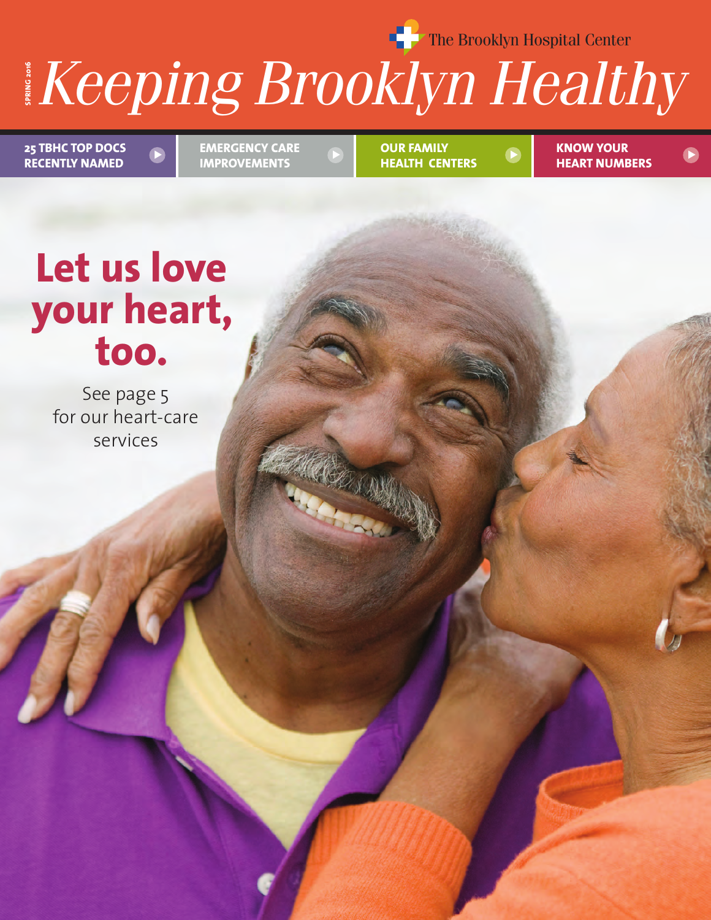The Brooklyn Hospital Center

SPRING 2016

# *Keeping Brooklyn Healthy*

**25 TBHC TOP DOCS RECENTLY NAMED**

**EMERGENCY CARE IMPROVEMENTS**

**OUR FAMILY HEALTH CENTERS**

**KNOW YOUR HEART NUMBERS**

## Let us love your heart, too.

See page 5 for our heart-care services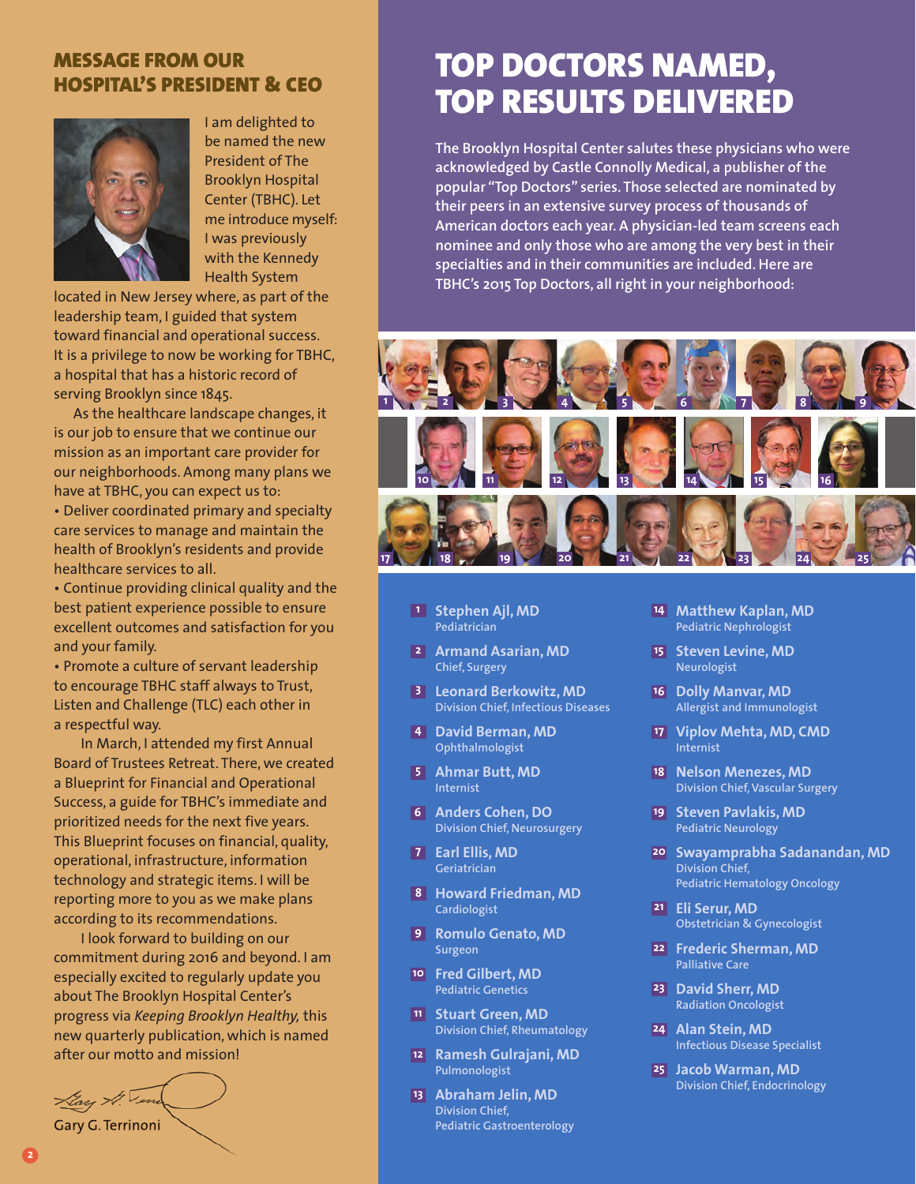## MESSAGE FROM OUR HOSPITAL'S PRESIDENT & CEO

I am delighted to be named the new President of The Brooklyn Hospital Center (TBHC). Let me introduce myself: I was previously with the Kennedy Health System located in New Jersey where, as part of the leadership team, I guided that system toward financial and operational success. It is a privilege to now be working for TBHC, a hospital that has a historic record of serving Brooklyn since 1845.

As the healthcare landscape changes, it is our job to ensure that we continue our mission as an important care provider for our neighborhoods. Among many plans we have at TBHC, you can expect us to:

- Deliver coordinated primary and specialty care services to manage and maintain the health of Brooklyn's residents and provide healthcare services to all.
- Continue providing clinical quality and the best patient experience possible to ensure excellent outcomes and satisfaction for you and your family.
- Promote a culture of servant leadership to encourage TBHC staff always to Trust, Listen and Challenge (TLC) each other in a respectful way.

In March, I attended my first Annual Board of Trustees Retreat. There, we created a Blueprint for Financial and Operational Success, a guide for TBHC's immediate and prioritized needs for the next five years. This Blueprint focuses on financial, quality, operational, infrastructure, information technology and strategic items. I will be reporting more to you as we make plans according to its recommendations.

I look forward to building on our commitment during 2016 and beyond. I am especially excited to regularly update you about The Brooklyn Hospital Center's progress via *Keeping Brooklyn Healthy,* this new quarterly publication, which is named after our motto and mission!

Gary G. Terrinoni

# TOP DOCTORS NAMED, TOP RESULTS DELIVERED

**The Brooklyn Hospital Center salutes these physicians who were acknowledged by Castle Connolly Medical, a publisher of the popular "Top Doctors" series. Those selected are nominated by their peers in an extensive survey process of thousands of American doctors each year. A physician-led team screens each nominee and only those who are among the very best in their specialties and in their communities are included. Here are TBHC's 2015 Top Doctors, all right in your neighborhood:**

1. **Stephen Ajl, MD** – Pediatrician
2. **Armand Asarian, MD** – Chief, Surgery
3. **Leonard Berkowitz, MD** – Division Chief, Infectious Diseases
4. **David Berman, MD** – Ophthalmologist
5. **Ahmar Butt, MD** – Internist
6. **Anders Cohen, DO** – Division Chief, Neurosurgery
7. **Earl Ellis, MD** – Geriatrician
8. **Howard Friedman, MD** – Cardiologist
9. **Romulo Genato, MD** – Surgeon
10. **Fred Gilbert, MD** – Pediatric Genetics
11. **Stuart Green, MD** – Division Chief, Rheumatology
12. **Ramesh Gulrajani, MD** – Pulmonologist
13. **Abraham Jelin, MD** – Division Chief, Pediatric Gastroenterology
14. **Matthew Kaplan, MD** – Pediatric Nephrologist
15. **Steven Levine, MD** – Neurologist
16. **Dolly Manvar, MD** – Allergist and Immunologist
17. **Viplov Mehta, MD, CMD** – Internist
18. **Nelson Menezes, MD** – Division Chief, Vascular Surgery
19. **Steven Pavlakis, MD** – Pediatric Neurology
20. **Swayamprabha Sadanandan, MD** – Division Chief, Pediatric Hematology Oncology
21. **Eli Serur, MD** – Obstetrician & Gynecologist
22. **Frederic Sherman, MD** – Palliative Care
23. **David Sherr, MD** – Radiation Oncologist
24. **Alan Stein, MD** – Infectious Disease Specialist
25. **Jacob Warman, MD** – Division Chief, Endocrinology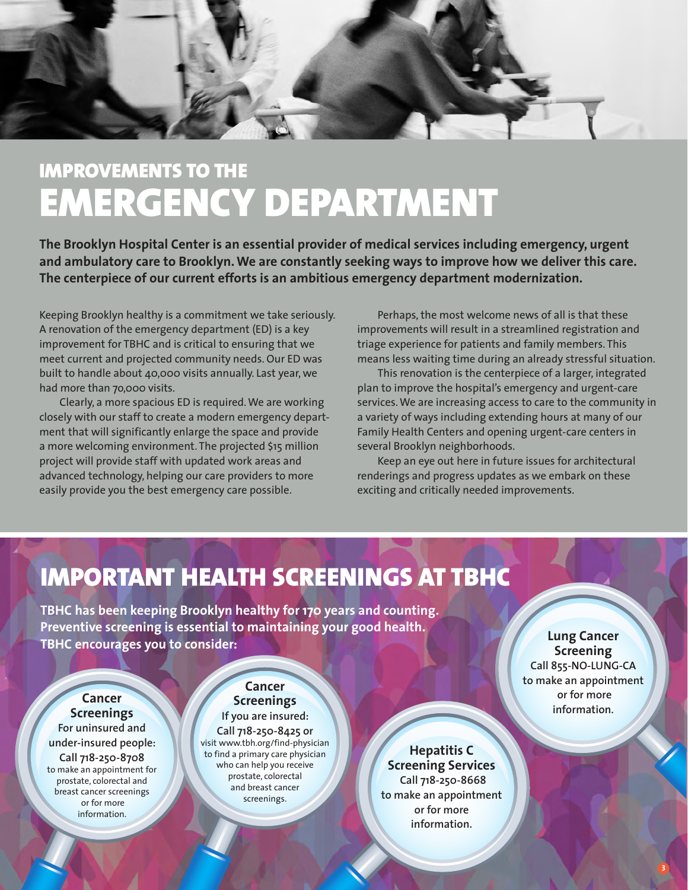## IMPROVEMENTS TO THE

# EMERGENCY DEPARTMENT

**The Brooklyn Hospital Center is an essential provider of medical services including emergency, urgent and ambulatory care to Brooklyn. We are constantly seeking ways to improve how we deliver this care. The centerpiece of our current efforts is an ambitious emergency department modernization.**

Keeping Brooklyn healthy is a commitment we take seriously. A renovation of the emergency department (ED) is a key improvement for TBHC and is critical to ensuring that we meet current and projected community needs. Our ED was built to handle about 40,000 visits annually. Last year, we had more than 70,000 visits.

Clearly, a more spacious ED is required. We are working closely with our staff to create a modern emergency department that will significantly enlarge the space and provide a more welcoming environment. The projected $15 million project will provide staff with updated work areas and advanced technology, helping our care providers to more easily provide you the best emergency care possible.

Perhaps, the most welcome news of all is that these improvements will result in a streamlined registration and triage experience for patients and family members. This means less waiting time during an already stressful situation.

This renovation is the centerpiece of a larger, integrated plan to improve the hospital's emergency and urgent-care services. We are increasing access to care to the community in a variety of ways including extending hours at many of our Family Health Centers and opening urgent-care centers in several Brooklyn neighborhoods.

Keep an eye out here in future issues for architectural renderings and progress updates as we embark on these exciting and critically needed improvements.

# IMPORTANT HEALTH SCREENINGS AT TBHC

**TBHC has been keeping Brooklyn healthy for 170 years and counting. Preventive screening is essential to maintaining your good health. TBHC encourages you to consider:**

**Cancer Screenings**
**For uninsured and under-insured people:**
**Call 718-250-8708**
to make an appointment for prostate, colorectal and breast cancer screenings or for more information.

**Cancer Screenings**
**If you are insured:**
**Call 718-250-8425 or**
visit www.tbh.org/find-physician to find a primary care physician who can help you receive prostate, colorectal and breast cancer screenings.

**Hepatitis C Screening Services**
**Call 718-250-8668**
**to make an appointment or for more information.**

**Lung Cancer Screening**
**Call 855-NO-LUNG-CA**
**to make an appointment or for more information.**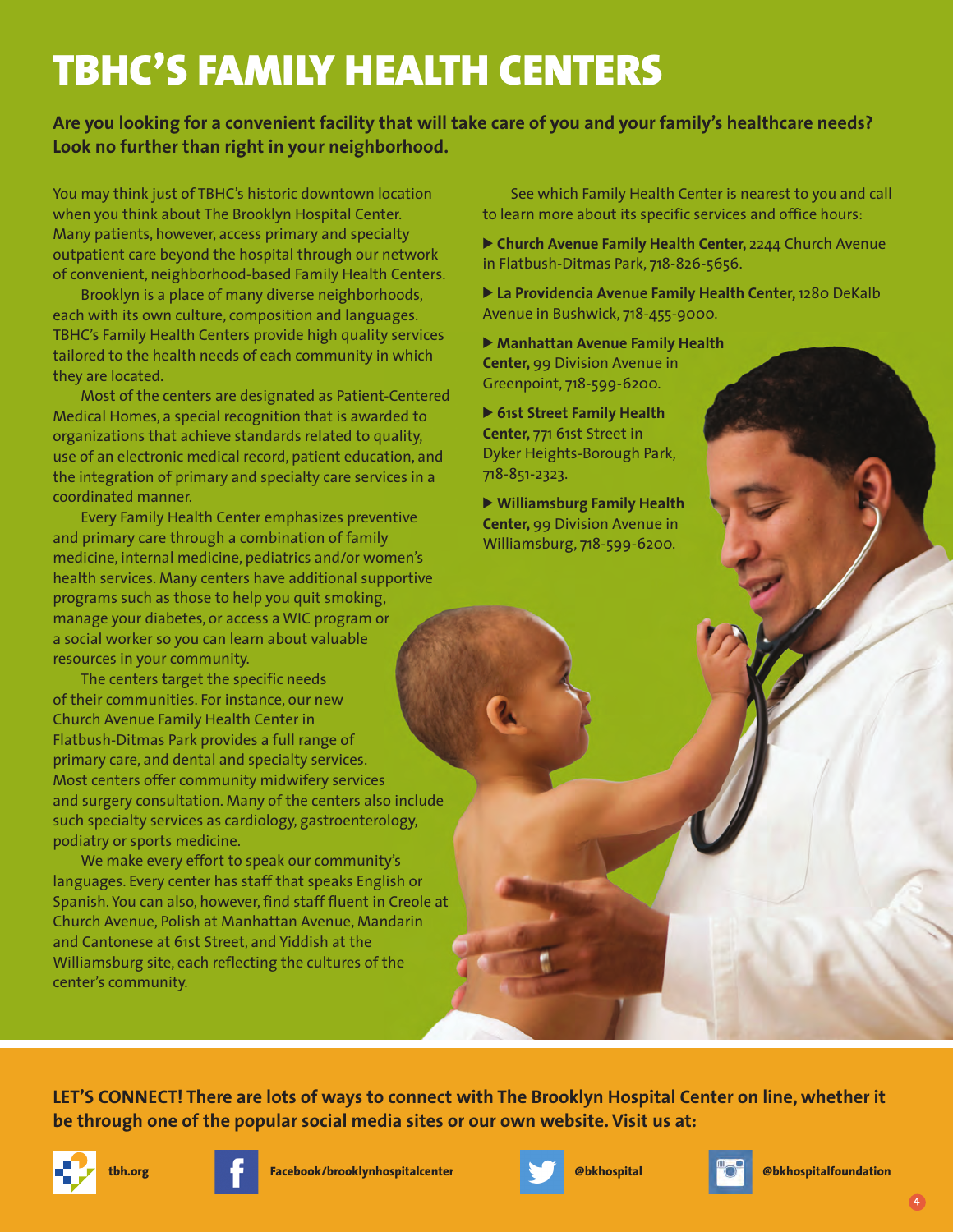# TBHC'S FAMILY HEALTH CENTERS

**Are you looking for a convenient facility that will take care of you and your family's healthcare needs? Look no further than right in your neighborhood.**

You may think just of TBHC's historic downtown location when you think about The Brooklyn Hospital Center. Many patients, however, access primary and specialty outpatient care beyond the hospital through our network of convenient, neighborhood-based Family Health Centers.

Brooklyn is a place of many diverse neighborhoods, each with its own culture, composition and languages. TBHC's Family Health Centers provide high quality services tailored to the health needs of each community in which they are located.

Most of the centers are designated as Patient-Centered Medical Homes, a special recognition that is awarded to organizations that achieve standards related to quality, use of an electronic medical record, patient education, and the integration of primary and specialty care services in a coordinated manner.

Every Family Health Center emphasizes preventive and primary care through a combination of family medicine, internal medicine, pediatrics and/or women's health services. Many centers have additional supportive programs such as those to help you quit smoking, manage your diabetes, or access a WIC program or a social worker so you can learn about valuable resources in your community.

The centers target the specific needs of their communities. For instance, our new Church Avenue Family Health Center in Flatbush-Ditmas Park provides a full range of primary care, and dental and specialty services. Most centers offer community midwifery services and surgery consultation. Many of the centers also include such specialty services as cardiology, gastroenterology, podiatry or sports medicine.

We make every effort to speak our community's languages. Every center has staff that speaks English or Spanish. You can also, however, find staff fluent in Creole at Church Avenue, Polish at Manhattan Avenue, Mandarin and Cantonese at 61st Street, and Yiddish at the Williamsburg site, each reflecting the cultures of the center's community.

See which Family Health Center is nearest to you and call to learn more about its specific services and office hours:

- **Church Avenue Family Health Center,** 2244 Church Avenue in Flatbush-Ditmas Park, 718-826-5656.
- **La Providencia Avenue Family Health Center,** 1280 DeKalb Avenue in Bushwick, 718-455-9000.
- **Manhattan Avenue Family Health Center,** 99 Division Avenue in Greenpoint, 718-599-6200.
- **61st Street Family Health Center,** 771 61st Street in Dyker Heights-Borough Park, 718-851-2323.
- **Williamsburg Family Health Center,** 99 Division Avenue in Williamsburg, 718-599-6200.

**LET'S CONNECT! There are lots of ways to connect with The Brooklyn Hospital Center on line, whether it be through one of the popular social media sites or our own website. Visit us at:**

**tbh.org** **Facebook/brooklynhospitalcenter** **@bkhospital** **@bkhospitalfoundation**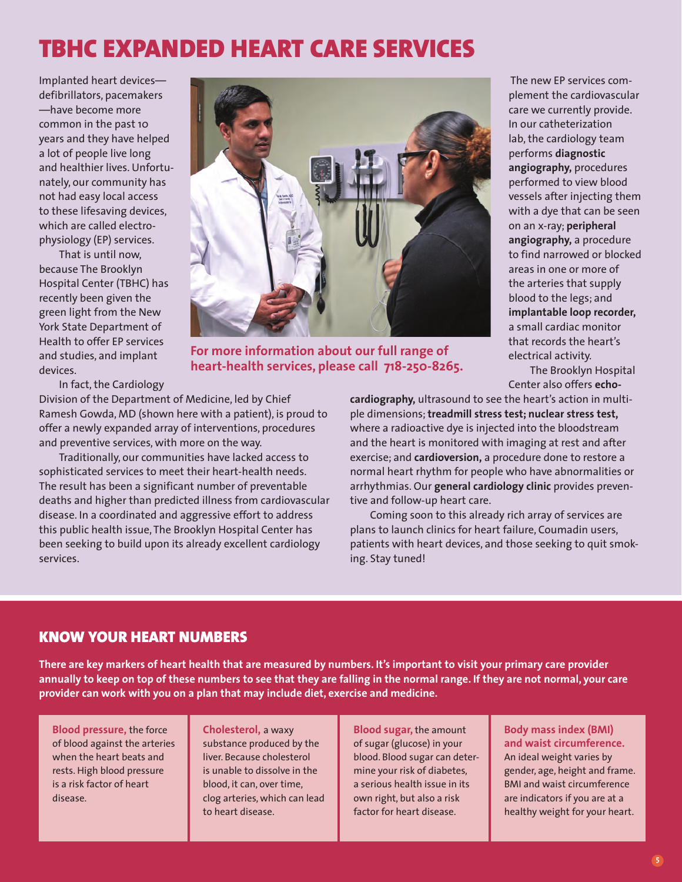# TBHC EXPANDED HEART CARE SERVICES

Implanted heart devices—defibrillators, pacemakers—have become more common in the past 10 years and they have helped a lot of people live long and healthier lives. Unfortunately, our community has not had easy local access to these lifesaving devices, which are called electrophysiology (EP) services.

That is until now, because The Brooklyn Hospital Center (TBHC) has recently been given the green light from the New York State Department of Health to offer EP services and studies, and implant devices.

In fact, the Cardiology Division of the Department of Medicine, led by Chief Ramesh Gowda, MD (shown here with a patient), is proud to offer a newly expanded array of interventions, procedures and preventive services, with more on the way.

Traditionally, our communities have lacked access to sophisticated services to meet their heart-health needs. The result has been a significant number of preventable deaths and higher than predicted illness from cardiovascular disease. In a coordinated and aggressive effort to address this public health issue, The Brooklyn Hospital Center has been seeking to build upon its already excellent cardiology services.

**For more information about our full range of heart-health services, please call 718-250-8265.**

The new EP services complement the cardiovascular care we currently provide. In our catheterization lab, the cardiology team performs **diagnostic angiography,** procedures performed to view blood vessels after injecting them with a dye that can be seen on an x-ray; **peripheral angiography,** a procedure to find narrowed or blocked areas in one or more of the arteries that supply blood to the legs; and **implantable loop recorder,** a small cardiac monitor that records the heart's electrical activity.

The Brooklyn Hospital Center also offers **echocardiography,** ultrasound to see the heart's action in multiple dimensions; **treadmill stress test; nuclear stress test,** where a radioactive dye is injected into the bloodstream and the heart is monitored with imaging at rest and after exercise; and **cardioversion,** a procedure done to restore a normal heart rhythm for people who have abnormalities or arrhythmias. Our **general cardiology clinic** provides preventive and follow-up heart care.

Coming soon to this already rich array of services are plans to launch clinics for heart failure, Coumadin users, patients with heart devices, and those seeking to quit smoking. Stay tuned!

## KNOW YOUR HEART NUMBERS

**There are key markers of heart health that are measured by numbers. It's important to visit your primary care provider annually to keep on top of these numbers to see that they are falling in the normal range. If they are not normal, your care provider can work with you on a plan that may include diet, exercise and medicine.**

**Blood pressure,** the force of blood against the arteries when the heart beats and rests. High blood pressure is a risk factor of heart disease.

**Cholesterol,** a waxy substance produced by the liver. Because cholesterol is unable to dissolve in the blood, it can, over time, clog arteries, which can lead to heart disease.

**Blood sugar,** the amount of sugar (glucose) in your blood. Blood sugar can determine your risk of diabetes, a serious health issue in its own right, but also a risk factor for heart disease.

**Body mass index (BMI) and waist circumference.** An ideal weight varies by gender, age, height and frame. BMI and waist circumference are indicators if you are at a healthy weight for your heart.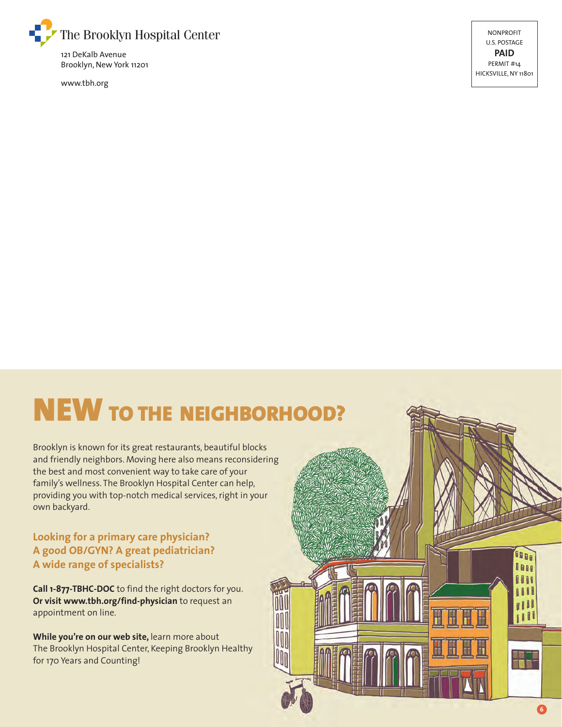The Brooklyn Hospital Center

121 DeKalb Avenue
Brooklyn, New York 11201

www.tbh.org

NONPROFIT
U.S. POSTAGE
**PAID**
PERMIT #14
HICKSVILLE, NY 11801

# NEW TO THE NEIGHBORHOOD?

Brooklyn is known for its great restaurants, beautiful blocks and friendly neighbors. Moving here also means reconsidering the best and most convenient way to take care of your family's wellness. The Brooklyn Hospital Center can help, providing you with top-notch medical services, right in your own backyard.

### Looking for a primary care physician? A good OB/GYN? A great pediatrician? A wide range of specialists?

**Call 1-877-TBHC-DOC** to find the right doctors for you. **Or visit www.tbh.org/find-physician** to request an appointment on line.

**While you're on our web site,** learn more about The Brooklyn Hospital Center, Keeping Brooklyn Healthy for 170 Years and Counting!